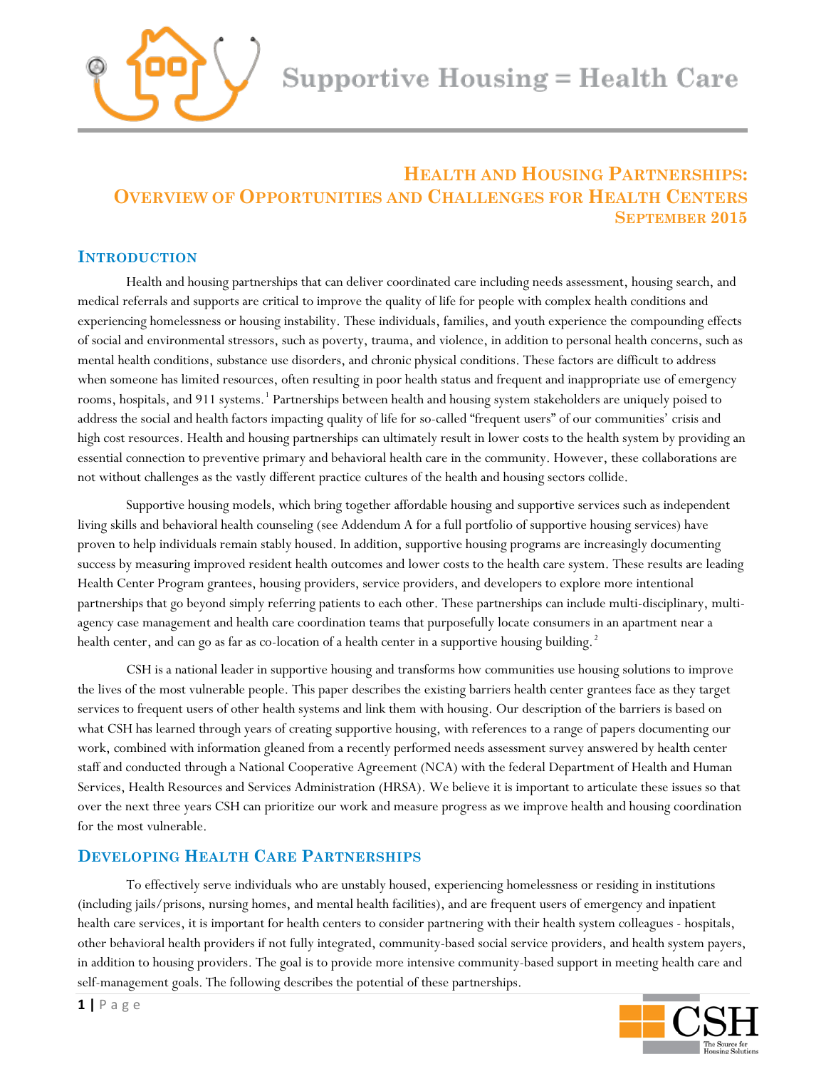# Supportive Housing = Health Care

## Health and Housing Partnerships: Overview of Opportunities and Challenges for Health Centers

**September 2015**

## Introduction

Health and housing partnerships that can deliver coordinated care including needs assessment, housing search, and medical referrals and supports are critical to improve the quality of life for people with complex health conditions and experiencing homelessness or housing instability. These individuals, families, and youth experience the compounding effects of social and environmental stressors, such as poverty, trauma, and violence, in addition to personal health concerns, such as mental health conditions, substance use disorders, and chronic physical conditions. These factors are difficult to address when someone has limited resources, often resulting in poor health status and frequent and inappropriate use of emergency rooms, hospitals, and 911 systems.[1] Partnerships between health and housing system stakeholders are uniquely poised to address the social and health factors impacting quality of life for so-called "frequent users" of our communities' crisis and high cost resources. Health and housing partnerships can ultimately result in lower costs to the health system by providing an essential connection to preventive primary and behavioral health care in the community. However, these collaborations are not without challenges as the vastly different practice cultures of the health and housing sectors collide.

Supportive housing models, which bring together affordable housing and supportive services such as independent living skills and behavioral health counseling (see Addendum A for a full portfolio of supportive housing services) have proven to help individuals remain stably housed. In addition, supportive housing programs are increasingly documenting success by measuring improved resident health outcomes and lower costs to the health care system. These results are leading Health Center Program grantees, housing providers, service providers, and developers to explore more intentional partnerships that go beyond simply referring patients to each other. These partnerships can include multi-disciplinary, multi-agency case management and health care coordination teams that purposefully locate consumers in an apartment near a health center, and can go as far as co-location of a health center in a supportive housing building.[2]

CSH is a national leader in supportive housing and transforms how communities use housing solutions to improve the lives of the most vulnerable people. This paper describes the existing barriers health center grantees face as they target services to frequent users of other health systems and link them with housing. Our description of the barriers is based on what CSH has learned through years of creating supportive housing, with references to a range of papers documenting our work, combined with information gleaned from a recently performed needs assessment survey answered by health center staff and conducted through a National Cooperative Agreement (NCA) with the federal Department of Health and Human Services, Health Resources and Services Administration (HRSA). We believe it is important to articulate these issues so that over the next three years CSH can prioritize our work and measure progress as we improve health and housing coordination for the most vulnerable.

## Developing Health Care Partnerships

To effectively serve individuals who are unstably housed, experiencing homelessness or residing in institutions (including jails/prisons, nursing homes, and mental health facilities), and are frequent users of emergency and inpatient health care services, it is important for health centers to consider partnering with their health system colleagues - hospitals, other behavioral health providers if not fully integrated, community-based social service providers, and health system payers, in addition to housing providers. The goal is to provide more intensive community-based support in meeting health care and self-management goals. The following describes the potential of these partnerships.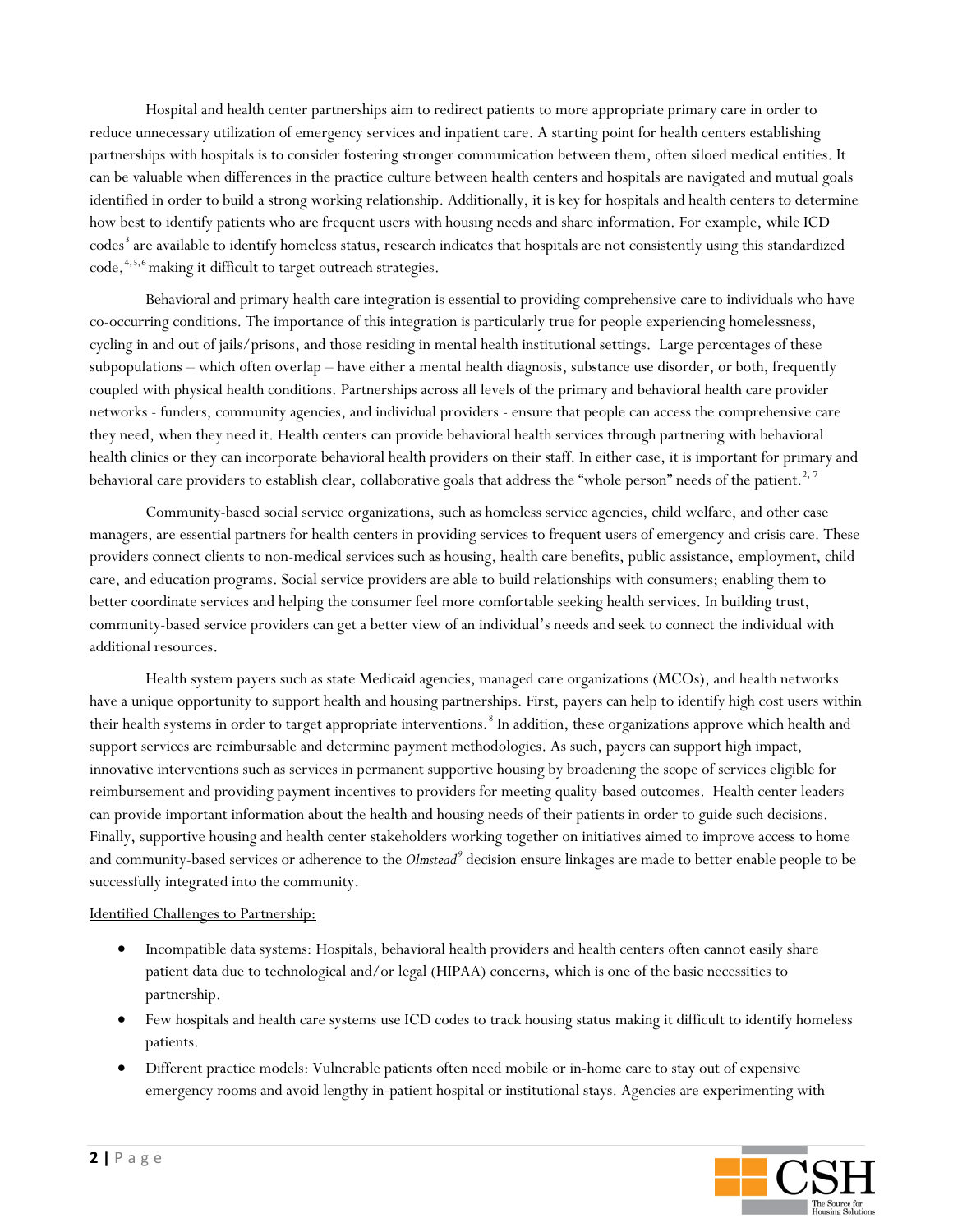Hospital and health center partnerships aim to redirect patients to more appropriate primary care in order to reduce unnecessary utilization of emergency services and inpatient care. A starting point for health centers establishing partnerships with hospitals is to consider fostering stronger communication between them, often siloed medical entities. It can be valuable when differences in the practice culture between health centers and hospitals are navigated and mutual goals identified in order to build a strong working relationship. Additionally, it is key for hospitals and health centers to determine how best to identify patients who are frequent users with housing needs and share information. For example, while ICD codes[3] are available to identify homeless status, research indicates that hospitals are not consistently using this standardized code,[4, 5, 6] making it difficult to target outreach strategies.

Behavioral and primary health care integration is essential to providing comprehensive care to individuals who have co-occurring conditions. The importance of this integration is particularly true for people experiencing homelessness, cycling in and out of jails/prisons, and those residing in mental health institutional settings. Large percentages of these subpopulations – which often overlap – have either a mental health diagnosis, substance use disorder, or both, frequently coupled with physical health conditions. Partnerships across all levels of the primary and behavioral health care provider networks - funders, community agencies, and individual providers - ensure that people can access the comprehensive care they need, when they need it. Health centers can provide behavioral health services through partnering with behavioral health clinics or they can incorporate behavioral health providers on their staff. In either case, it is important for primary and behavioral care providers to establish clear, collaborative goals that address the "whole person" needs of the patient.[2, 7]

Community-based social service organizations, such as homeless service agencies, child welfare, and other case managers, are essential partners for health centers in providing services to frequent users of emergency and crisis care. These providers connect clients to non-medical services such as housing, health care benefits, public assistance, employment, child care, and education programs. Social service providers are able to build relationships with consumers; enabling them to better coordinate services and helping the consumer feel more comfortable seeking health services. In building trust, community-based service providers can get a better view of an individual's needs and seek to connect the individual with additional resources.

Health system payers such as state Medicaid agencies, managed care organizations (MCOs), and health networks have a unique opportunity to support health and housing partnerships. First, payers can help to identify high cost users within their health systems in order to target appropriate interventions.[8] In addition, these organizations approve which health and support services are reimbursable and determine payment methodologies. As such, payers can support high impact, innovative interventions such as services in permanent supportive housing by broadening the scope of services eligible for reimbursement and providing payment incentives to providers for meeting quality-based outcomes. Health center leaders can provide important information about the health and housing needs of their patients in order to guide such decisions. Finally, supportive housing and health center stakeholders working together on initiatives aimed to improve access to home and community-based services or adherence to the *Olmstead*[9] decision ensure linkages are made to better enable people to be successfully integrated into the community.

Identified Challenges to Partnership:

- Incompatible data systems: Hospitals, behavioral health providers and health centers often cannot easily share patient data due to technological and/or legal (HIPAA) concerns, which is one of the basic necessities to partnership.
- Few hospitals and health care systems use ICD codes to track housing status making it difficult to identify homeless patients.
- Different practice models: Vulnerable patients often need mobile or in-home care to stay out of expensive emergency rooms and avoid lengthy in-patient hospital or institutional stays. Agencies are experimenting with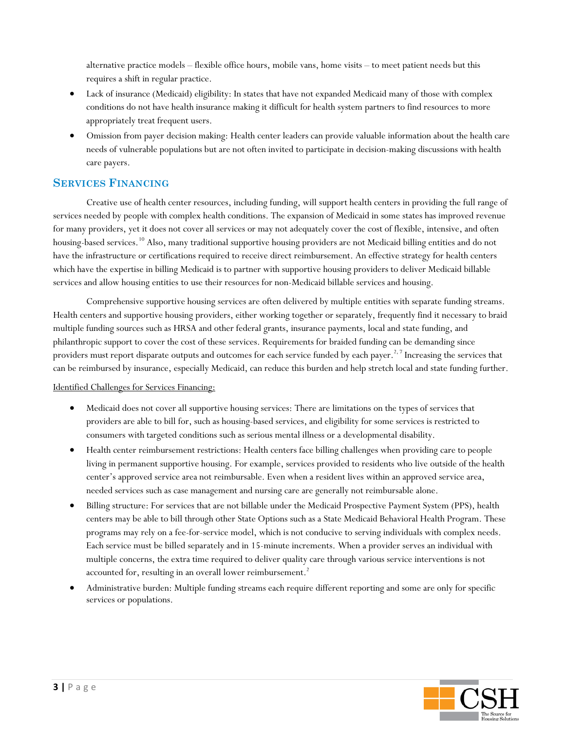alternative practice models – flexible office hours, mobile vans, home visits – to meet patient needs but this requires a shift in regular practice.

- Lack of insurance (Medicaid) eligibility: In states that have not expanded Medicaid many of those with complex conditions do not have health insurance making it difficult for health system partners to find resources to more appropriately treat frequent users.
- Omission from payer decision making: Health center leaders can provide valuable information about the health care needs of vulnerable populations but are not often invited to participate in decision-making discussions with health care payers.

## Services Financing

Creative use of health center resources, including funding, will support health centers in providing the full range of services needed by people with complex health conditions. The expansion of Medicaid in some states has improved revenue for many providers, yet it does not cover all services or may not adequately cover the cost of flexible, intensive, and often housing-based services.[10] Also, many traditional supportive housing providers are not Medicaid billing entities and do not have the infrastructure or certifications required to receive direct reimbursement. An effective strategy for health centers which have the expertise in billing Medicaid is to partner with supportive housing providers to deliver Medicaid billable services and allow housing entities to use their resources for non-Medicaid billable services and housing.

Comprehensive supportive housing services are often delivered by multiple entities with separate funding streams. Health centers and supportive housing providers, either working together or separately, frequently find it necessary to braid multiple funding sources such as HRSA and other federal grants, insurance payments, local and state funding, and philanthropic support to cover the cost of these services. Requirements for braided funding can be demanding since providers must report disparate outputs and outcomes for each service funded by each payer.[2, 7] Increasing the services that can be reimbursed by insurance, especially Medicaid, can reduce this burden and help stretch local and state funding further.

Identified Challenges for Services Financing:

- Medicaid does not cover all supportive housing services: There are limitations on the types of services that providers are able to bill for, such as housing-based services, and eligibility for some services is restricted to consumers with targeted conditions such as serious mental illness or a developmental disability.
- Health center reimbursement restrictions: Health centers face billing challenges when providing care to people living in permanent supportive housing. For example, services provided to residents who live outside of the health center's approved service area not reimbursable. Even when a resident lives within an approved service area, needed services such as case management and nursing care are generally not reimbursable alone.
- Billing structure: For services that are not billable under the Medicaid Prospective Payment System (PPS), health centers may be able to bill through other State Options such as a State Medicaid Behavioral Health Program. These programs may rely on a fee-for-service model, which is not conducive to serving individuals with complex needs. Each service must be billed separately and in 15-minute increments. When a provider serves an individual with multiple concerns, the extra time required to deliver quality care through various service interventions is not accounted for, resulting in an overall lower reimbursement.[2]
- Administrative burden: Multiple funding streams each require different reporting and some are only for specific services or populations.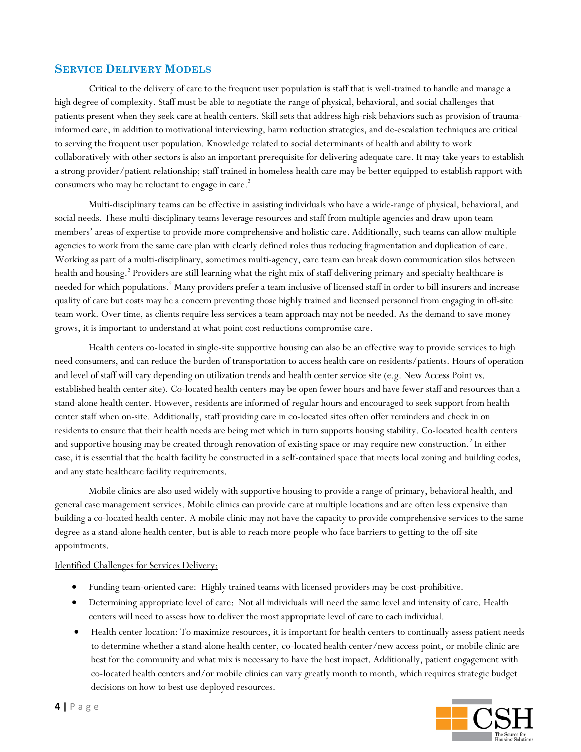## Service Delivery Models

Critical to the delivery of care to the frequent user population is staff that is well-trained to handle and manage a high degree of complexity. Staff must be able to negotiate the range of physical, behavioral, and social challenges that patients present when they seek care at health centers. Skill sets that address high-risk behaviors such as provision of trauma-informed care, in addition to motivational interviewing, harm reduction strategies, and de-escalation techniques are critical to serving the frequent user population. Knowledge related to social determinants of health and ability to work collaboratively with other sectors is also an important prerequisite for delivering adequate care. It may take years to establish a strong provider/patient relationship; staff trained in homeless health care may be better equipped to establish rapport with consumers who may be reluctant to engage in care.[2]

Multi-disciplinary teams can be effective in assisting individuals who have a wide-range of physical, behavioral, and social needs. These multi-disciplinary teams leverage resources and staff from multiple agencies and draw upon team members' areas of expertise to provide more comprehensive and holistic care. Additionally, such teams can allow multiple agencies to work from the same care plan with clearly defined roles thus reducing fragmentation and duplication of care. Working as part of a multi-disciplinary, sometimes multi-agency, care team can break down communication silos between health and housing.[2] Providers are still learning what the right mix of staff delivering primary and specialty healthcare is needed for which populations.[2] Many providers prefer a team inclusive of licensed staff in order to bill insurers and increase quality of care but costs may be a concern preventing those highly trained and licensed personnel from engaging in off-site team work. Over time, as clients require less services a team approach may not be needed. As the demand to save money grows, it is important to understand at what point cost reductions compromise care.

Health centers co-located in single-site supportive housing can also be an effective way to provide services to high need consumers, and can reduce the burden of transportation to access health care on residents/patients. Hours of operation and level of staff will vary depending on utilization trends and health center service site (e.g. New Access Point vs. established health center site). Co-located health centers may be open fewer hours and have fewer staff and resources than a stand-alone health center. However, residents are informed of regular hours and encouraged to seek support from health center staff when on-site. Additionally, staff providing care in co-located sites often offer reminders and check in on residents to ensure that their health needs are being met which in turn supports housing stability. Co-located health centers and supportive housing may be created through renovation of existing space or may require new construction.[2] In either case, it is essential that the health facility be constructed in a self-contained space that meets local zoning and building codes, and any state healthcare facility requirements.

Mobile clinics are also used widely with supportive housing to provide a range of primary, behavioral health, and general case management services. Mobile clinics can provide care at multiple locations and are often less expensive than building a co-located health center. A mobile clinic may not have the capacity to provide comprehensive services to the same degree as a stand-alone health center, but is able to reach more people who face barriers to getting to the off-site appointments.

Identified Challenges for Services Delivery:

- Funding team-oriented care: Highly trained teams with licensed providers may be cost-prohibitive.
- Determining appropriate level of care: Not all individuals will need the same level and intensity of care. Health centers will need to assess how to deliver the most appropriate level of care to each individual.
- Health center location: To maximize resources, it is important for health centers to continually assess patient needs to determine whether a stand-alone health center, co-located health center/new access point, or mobile clinic are best for the community and what mix is necessary to have the best impact. Additionally, patient engagement with co-located health centers and/or mobile clinics can vary greatly month to month, which requires strategic budget decisions on how to best use deployed resources.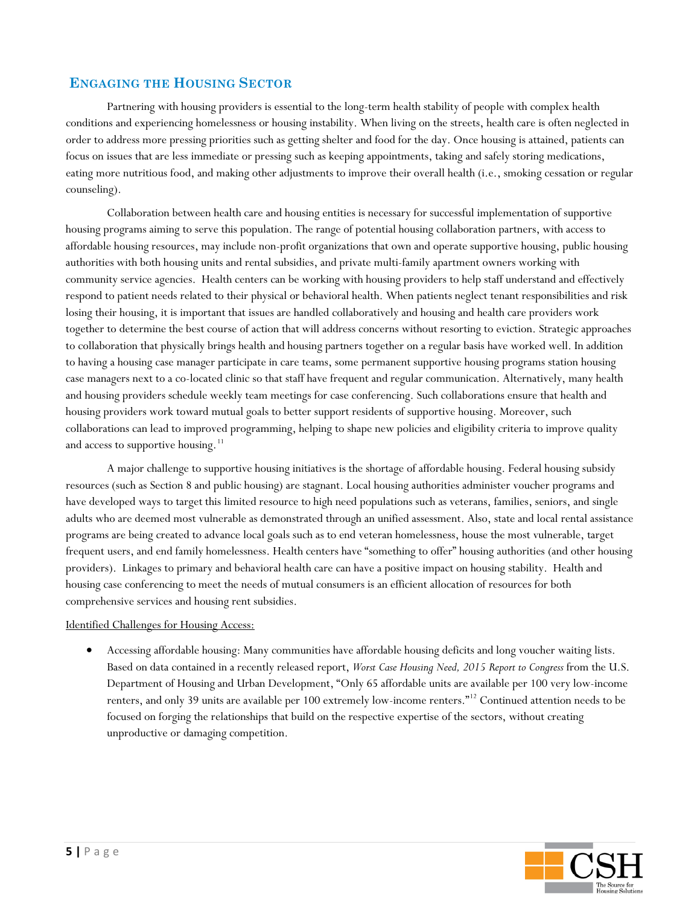## Engaging the Housing Sector

Partnering with housing providers is essential to the long-term health stability of people with complex health conditions and experiencing homelessness or housing instability. When living on the streets, health care is often neglected in order to address more pressing priorities such as getting shelter and food for the day. Once housing is attained, patients can focus on issues that are less immediate or pressing such as keeping appointments, taking and safely storing medications, eating more nutritious food, and making other adjustments to improve their overall health (i.e., smoking cessation or regular counseling).

Collaboration between health care and housing entities is necessary for successful implementation of supportive housing programs aiming to serve this population. The range of potential housing collaboration partners, with access to affordable housing resources, may include non-profit organizations that own and operate supportive housing, public housing authorities with both housing units and rental subsidies, and private multi-family apartment owners working with community service agencies. Health centers can be working with housing providers to help staff understand and effectively respond to patient needs related to their physical or behavioral health. When patients neglect tenant responsibilities and risk losing their housing, it is important that issues are handled collaboratively and housing and health care providers work together to determine the best course of action that will address concerns without resorting to eviction. Strategic approaches to collaboration that physically brings health and housing partners together on a regular basis have worked well. In addition to having a housing case manager participate in care teams, some permanent supportive housing programs station housing case managers next to a co-located clinic so that staff have frequent and regular communication. Alternatively, many health and housing providers schedule weekly team meetings for case conferencing. Such collaborations ensure that health and housing providers work toward mutual goals to better support residents of supportive housing. Moreover, such collaborations can lead to improved programming, helping to shape new policies and eligibility criteria to improve quality and access to supportive housing.[11]

A major challenge to supportive housing initiatives is the shortage of affordable housing. Federal housing subsidy resources (such as Section 8 and public housing) are stagnant. Local housing authorities administer voucher programs and have developed ways to target this limited resource to high need populations such as veterans, families, seniors, and single adults who are deemed most vulnerable as demonstrated through an unified assessment. Also, state and local rental assistance programs are being created to advance local goals such as to end veteran homelessness, house the most vulnerable, target frequent users, and end family homelessness. Health centers have "something to offer" housing authorities (and other housing providers). Linkages to primary and behavioral health care can have a positive impact on housing stability. Health and housing case conferencing to meet the needs of mutual consumers is an efficient allocation of resources for both comprehensive services and housing rent subsidies.

Identified Challenges for Housing Access:

- Accessing affordable housing: Many communities have affordable housing deficits and long voucher waiting lists. Based on data contained in a recently released report, *Worst Case Housing Need, 2015 Report to Congress* from the U.S. Department of Housing and Urban Development, "Only 65 affordable units are available per 100 very low-income renters, and only 39 units are available per 100 extremely low-income renters."[12] Continued attention needs to be focused on forging the relationships that build on the respective expertise of the sectors, without creating unproductive or damaging competition.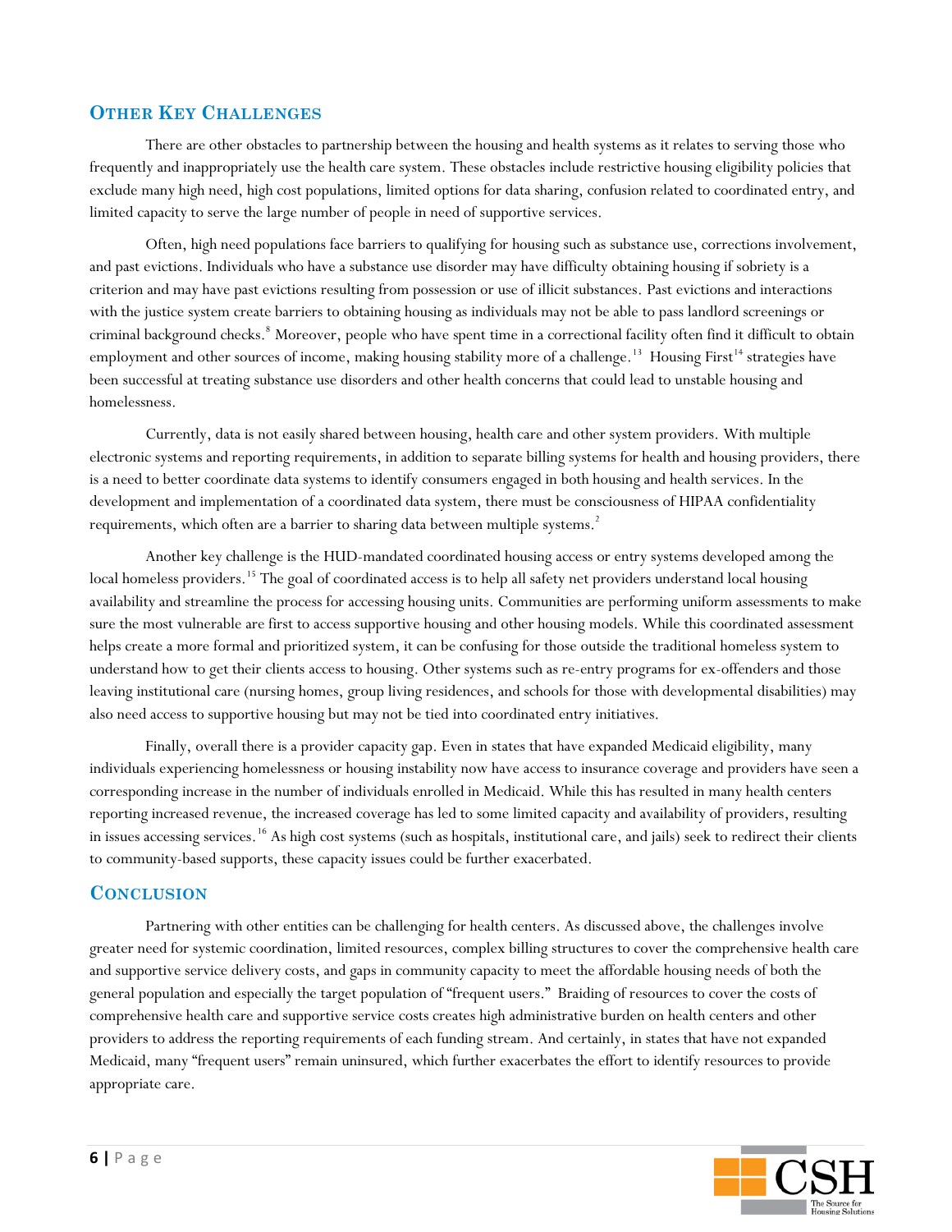## Other Key Challenges

There are other obstacles to partnership between the housing and health systems as it relates to serving those who frequently and inappropriately use the health care system. These obstacles include restrictive housing eligibility policies that exclude many high need, high cost populations, limited options for data sharing, confusion related to coordinated entry, and limited capacity to serve the large number of people in need of supportive services.

Often, high need populations face barriers to qualifying for housing such as substance use, corrections involvement, and past evictions. Individuals who have a substance use disorder may have difficulty obtaining housing if sobriety is a criterion and may have past evictions resulting from possession or use of illicit substances. Past evictions and interactions with the justice system create barriers to obtaining housing as individuals may not be able to pass landlord screenings or criminal background checks.[8] Moreover, people who have spent time in a correctional facility often find it difficult to obtain employment and other sources of income, making housing stability more of a challenge.[13] Housing First[14] strategies have been successful at treating substance use disorders and other health concerns that could lead to unstable housing and homelessness.

Currently, data is not easily shared between housing, health care and other system providers. With multiple electronic systems and reporting requirements, in addition to separate billing systems for health and housing providers, there is a need to better coordinate data systems to identify consumers engaged in both housing and health services. In the development and implementation of a coordinated data system, there must be consciousness of HIPAA confidentiality requirements, which often are a barrier to sharing data between multiple systems.[2]

Another key challenge is the HUD-mandated coordinated housing access or entry systems developed among the local homeless providers.[15] The goal of coordinated access is to help all safety net providers understand local housing availability and streamline the process for accessing housing units. Communities are performing uniform assessments to make sure the most vulnerable are first to access supportive housing and other housing models. While this coordinated assessment helps create a more formal and prioritized system, it can be confusing for those outside the traditional homeless system to understand how to get their clients access to housing. Other systems such as re-entry programs for ex-offenders and those leaving institutional care (nursing homes, group living residences, and schools for those with developmental disabilities) may also need access to supportive housing but may not be tied into coordinated entry initiatives.

Finally, overall there is a provider capacity gap. Even in states that have expanded Medicaid eligibility, many individuals experiencing homelessness or housing instability now have access to insurance coverage and providers have seen a corresponding increase in the number of individuals enrolled in Medicaid. While this has resulted in many health centers reporting increased revenue, the increased coverage has led to some limited capacity and availability of providers, resulting in issues accessing services.[16] As high cost systems (such as hospitals, institutional care, and jails) seek to redirect their clients to community-based supports, these capacity issues could be further exacerbated.

## Conclusion

Partnering with other entities can be challenging for health centers. As discussed above, the challenges involve greater need for systemic coordination, limited resources, complex billing structures to cover the comprehensive health care and supportive service delivery costs, and gaps in community capacity to meet the affordable housing needs of both the general population and especially the target population of "frequent users." Braiding of resources to cover the costs of comprehensive health care and supportive service costs creates high administrative burden on health centers and other providers to address the reporting requirements of each funding stream. And certainly, in states that have not expanded Medicaid, many "frequent users" remain uninsured, which further exacerbates the effort to identify resources to provide appropriate care.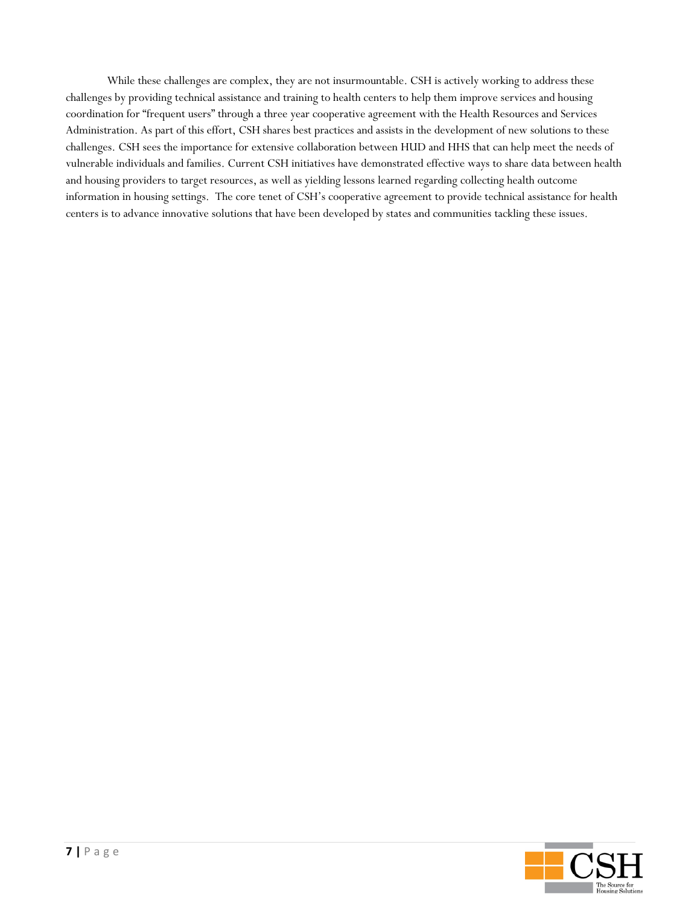While these challenges are complex, they are not insurmountable. CSH is actively working to address these challenges by providing technical assistance and training to health centers to help them improve services and housing coordination for "frequent users" through a three year cooperative agreement with the Health Resources and Services Administration. As part of this effort, CSH shares best practices and assists in the development of new solutions to these challenges. CSH sees the importance for extensive collaboration between HUD and HHS that can help meet the needs of vulnerable individuals and families. Current CSH initiatives have demonstrated effective ways to share data between health and housing providers to target resources, as well as yielding lessons learned regarding collecting health outcome information in housing settings. The core tenet of CSH's cooperative agreement to provide technical assistance for health centers is to advance innovative solutions that have been developed by states and communities tackling these issues.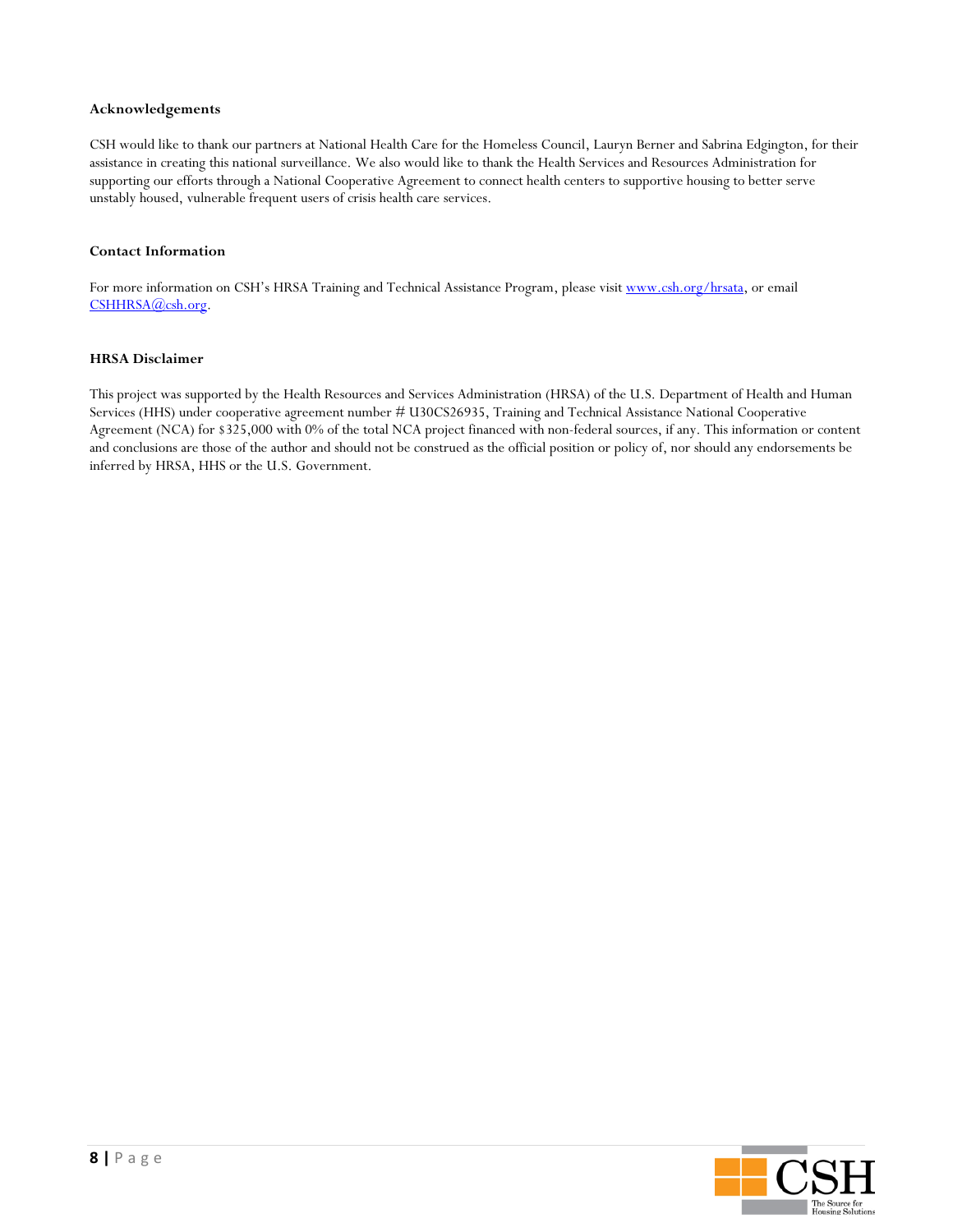**Acknowledgements**

CSH would like to thank our partners at National Health Care for the Homeless Council, Lauryn Berner and Sabrina Edgington, for their assistance in creating this national surveillance. We also would like to thank the Health Services and Resources Administration for supporting our efforts through a National Cooperative Agreement to connect health centers to supportive housing to better serve unstably housed, vulnerable frequent users of crisis health care services.

**Contact Information**

For more information on CSH's HRSA Training and Technical Assistance Program, please visit [www.csh.org/hrsata](www.csh.org/hrsata), or email [CSHHRSA@csh.org](mailto:CSHHRSA@csh.org).

**HRSA Disclaimer**

This project was supported by the Health Resources and Services Administration (HRSA) of the U.S. Department of Health and Human Services (HHS) under cooperative agreement number # U30CS26935, Training and Technical Assistance National Cooperative Agreement (NCA) for $325,000 with 0% of the total NCA project financed with non-federal sources, if any. This information or content and conclusions are those of the author and should not be construed as the official position or policy of, nor should any endorsements be inferred by HRSA, HHS or the U.S. Government.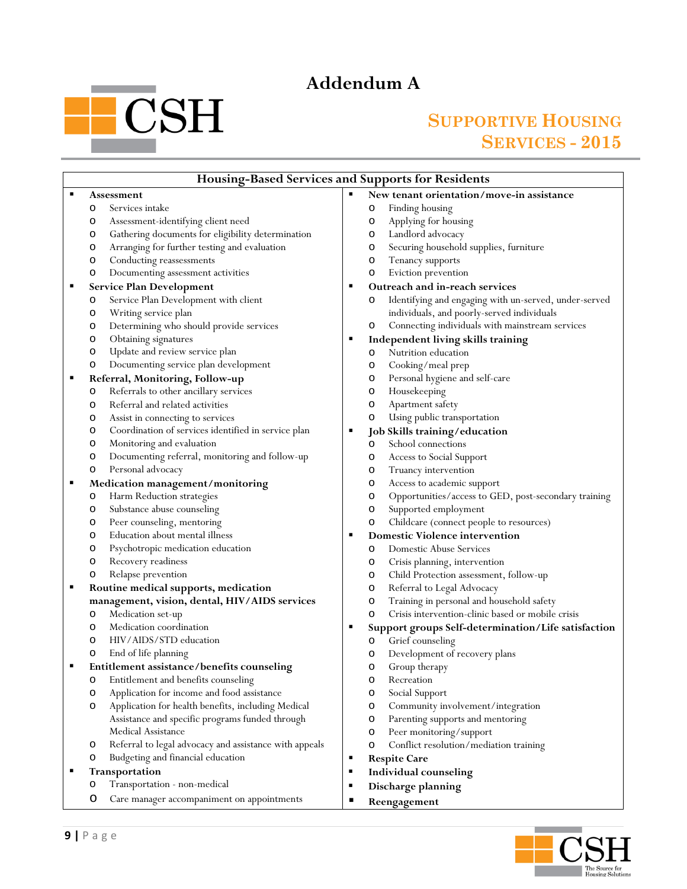# Addendum A

CSH

## Supportive Housing Services - 2015

### Housing-Based Services and Supports for Residents

- **Assessment**
  - Services intake
  - Assessment-identifying client need
  - Gathering documents for eligibility determination
  - Arranging for further testing and evaluation
  - Conducting reassessments
  - Documenting assessment activities
- **Service Plan Development**
  - Service Plan Development with client
  - Writing service plan
  - Determining who should provide services
  - Obtaining signatures
  - Update and review service plan
  - Documenting service plan development
- **Referral, Monitoring, Follow-up**
  - Referrals to other ancillary services
  - Referral and related activities
  - Assist in connecting to services
  - Coordination of services identified in service plan
  - Monitoring and evaluation
  - Documenting referral, monitoring and follow-up
  - Personal advocacy
- **Medication management/monitoring**
  - Harm Reduction strategies
  - Substance abuse counseling
  - Peer counseling, mentoring
  - Education about mental illness
  - Psychotropic medication education
  - Recovery readiness
  - Relapse prevention
- **Routine medical supports, medication management, vision, dental, HIV/AIDS services**
  - Medication set-up
  - Medication coordination
  - HIV/AIDS/STD education
  - End of life planning
- **Entitlement assistance/benefits counseling**
  - Entitlement and benefits counseling
  - Application for income and food assistance
  - Application for health benefits, including Medical Assistance and specific programs funded through Medical Assistance
  - Referral to legal advocacy and assistance with appeals
  - Budgeting and financial education
- **Transportation**
  - Transportation - non-medical
  - Care manager accompaniment on appointments
- **New tenant orientation/move-in assistance**
  - Finding housing
  - Applying for housing
  - Landlord advocacy
  - Securing household supplies, furniture
  - Tenancy supports
  - Eviction prevention
- **Outreach and in-reach services**
  - Identifying and engaging with un-served, under-served individuals, and poorly-served individuals
  - Connecting individuals with mainstream services
- **Independent living skills training**
  - Nutrition education
  - Cooking/meal prep
  - Personal hygiene and self-care
  - Housekeeping
  - Apartment safety
  - Using public transportation
- **Job Skills training/education**
  - School connections
  - Access to Social Support
  - Truancy intervention
  - Access to academic support
  - Opportunities/access to GED, post-secondary training
  - Supported employment
  - Childcare (connect people to resources)
- **Domestic Violence intervention**
  - Domestic Abuse Services
  - Crisis planning, intervention
  - Child Protection assessment, follow-up
  - Referral to Legal Advocacy
  - Training in personal and household safety
  - Crisis intervention-clinic based or mobile crisis
- **Support groups Self-determination/Life satisfaction**
  - Grief counseling
  - Development of recovery plans
  - Group therapy
  - Recreation
  - Social Support
  - Community involvement/integration
  - Parenting supports and mentoring
  - Peer monitoring/support
  - Conflict resolution/mediation training
- **Respite Care**
- **Individual counseling**
- **Discharge planning**
- **Reengagement**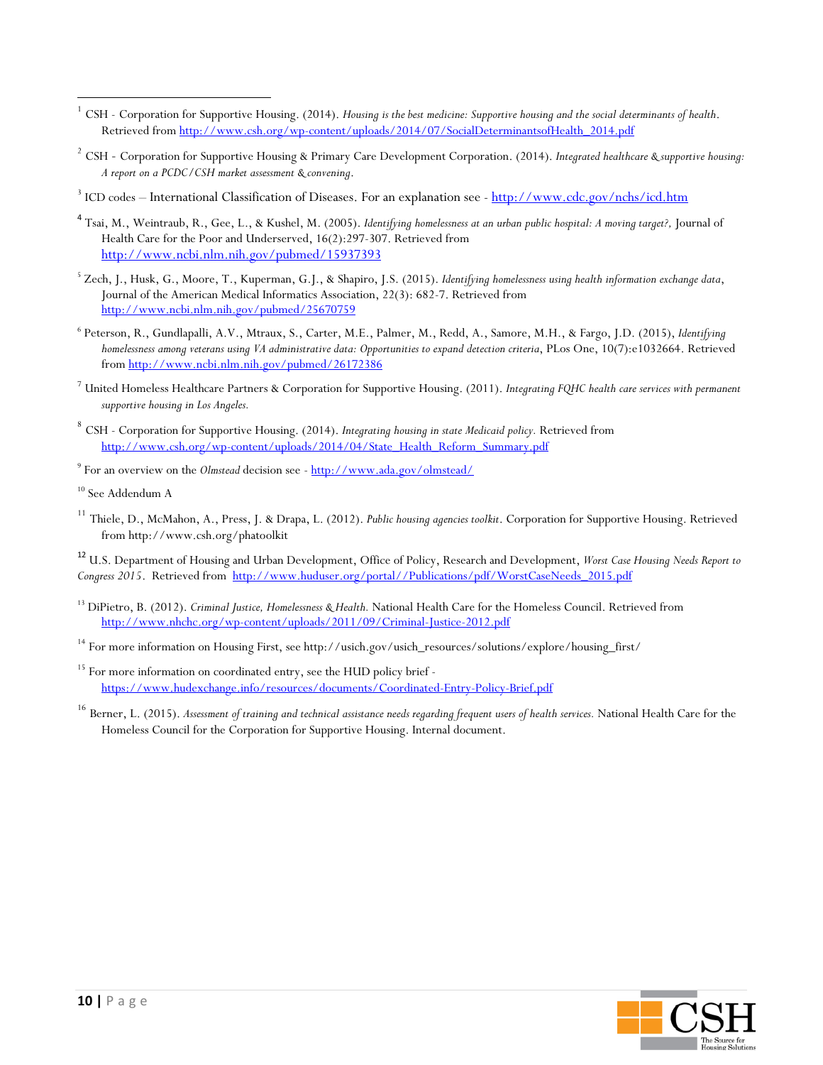[1] CSH - Corporation for Supportive Housing. (2014). *Housing is the best medicine: Supportive housing and the social determinants of health*. Retrieved from http://www.csh.org/wp-content/uploads/2014/07/SocialDeterminantsofHealth_2014.pdf

[2] CSH - Corporation for Supportive Housing & Primary Care Development Corporation. (2014). *Integrated healthcare & supportive housing: A report on a PCDC/CSH market assessment & convening*.

[3] ICD codes – International Classification of Diseases. For an explanation see - http://www.cdc.gov/nchs/icd.htm

[4] Tsai, M., Weintraub, R., Gee, L., & Kushel, M. (2005). *Identifying homelessness at an urban public hospital: A moving target?,* Journal of Health Care for the Poor and Underserved, 16(2):297-307. Retrieved from http://www.ncbi.nlm.nih.gov/pubmed/15937393

[5] Zech, J., Husk, G., Moore, T., Kuperman, G.J., & Shapiro, J.S. (2015). *Identifying homelessness using health information exchange data*, Journal of the American Medical Informatics Association, 22(3): 682-7. Retrieved from http://www.ncbi.nlm.nih.gov/pubmed/25670759

[6] Peterson, R., Gundlapalli, A.V., Mtraux, S., Carter, M.E., Palmer, M., Redd, A., Samore, M.H., & Fargo, J.D. (2015), *Identifying homelessness among veterans using VA administrative data: Opportunities to expand detection criteria*, PLos One, 10(7):e1032664. Retrieved from http://www.ncbi.nlm.nih.gov/pubmed/26172386

[7] United Homeless Healthcare Partners & Corporation for Supportive Housing. (2011). *Integrating FQHC health care services with permanent supportive housing in Los Angeles.*

[8] CSH - Corporation for Supportive Housing. (2014). *Integrating housing in state Medicaid policy.* Retrieved from http://www.csh.org/wp-content/uploads/2014/04/State_Health_Reform_Summary.pdf

[9] For an overview on the *Olmstead* decision see - http://www.ada.gov/olmstead/

[10] See Addendum A

[11] Thiele, D., McMahon, A., Press, J. & Drapa, L. (2012). *Public housing agencies toolkit*. Corporation for Supportive Housing. Retrieved from http://www.csh.org/phatoolkit

[12] U.S. Department of Housing and Urban Development, Office of Policy, Research and Development, *Worst Case Housing Needs Report to Congress 2015*. Retrieved from http://www.huduser.org/portal//Publications/pdf/WorstCaseNeeds_2015.pdf

[13] DiPietro, B. (2012). *Criminal Justice, Homelessness & Health.* National Health Care for the Homeless Council. Retrieved from http://www.nhchc.org/wp-content/uploads/2011/09/Criminal-Justice-2012.pdf

[14] For more information on Housing First, see http://usich.gov/usich_resources/solutions/explore/housing_first/

[15] For more information on coordinated entry, see the HUD policy brief - https://www.hudexchange.info/resources/documents/Coordinated-Entry-Policy-Brief.pdf

[16] Berner, L. (2015). *Assessment of training and technical assistance needs regarding frequent users of health services.* National Health Care for the Homeless Council for the Corporation for Supportive Housing. Internal document.